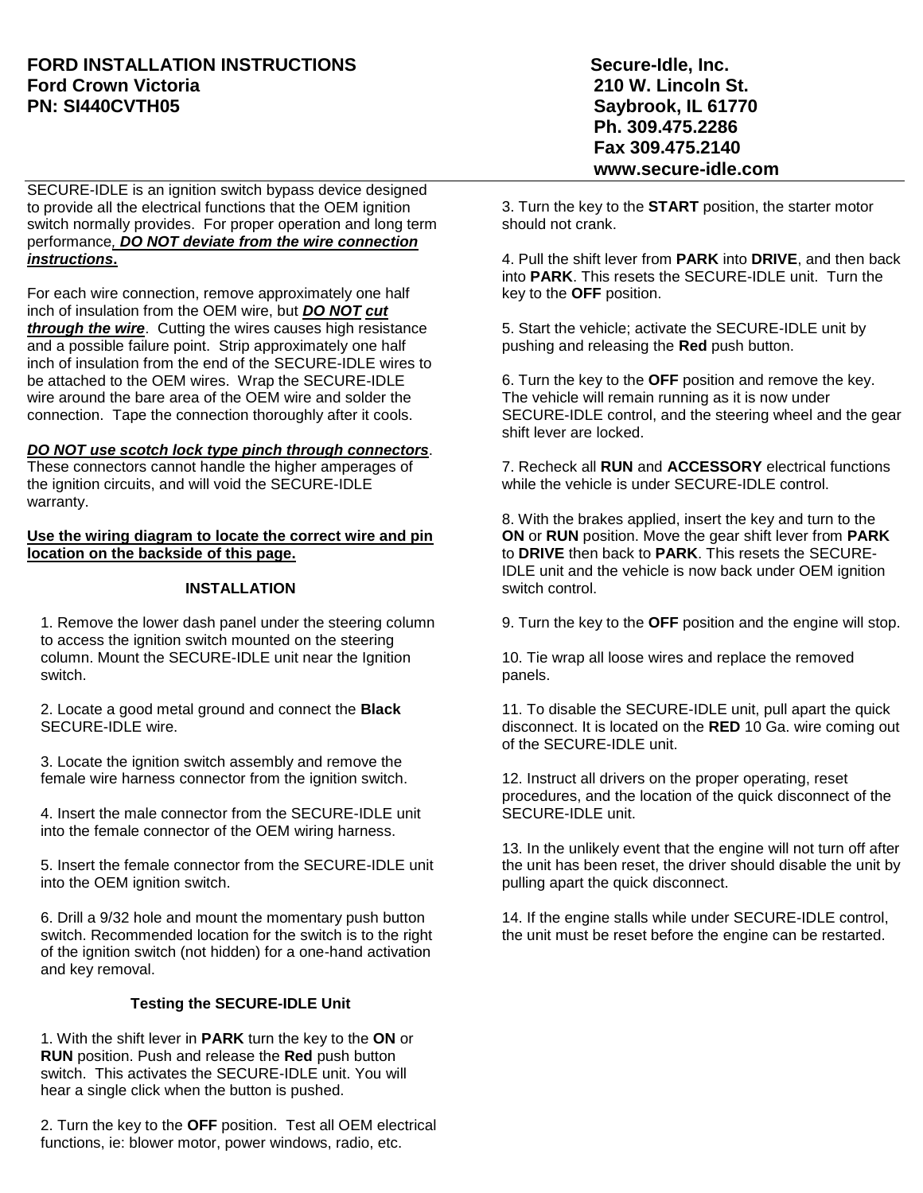**FORD INSTALLATION INSTRUCTIONS**
**Ford Crown Victoria**
**PN: SI440CVTH05**

**Secure-Idle, Inc.**
**210 W. Lincoln St.**
**Saybrook, IL 61770**
**Ph. 309.475.2286**
**Fax 309.475.2140**
**www.secure-idle.com**

---

SECURE-IDLE is an ignition switch bypass device designed to provide all the electrical functions that the OEM ignition switch normally provides. For proper operation and long term performance***, DO NOT deviate from the wire connection instructions*****.**

For each wire connection, remove approximately one half inch of insulation from the OEM wire, but ***DO NOT cut through the wire***. Cutting the wires causes high resistance and a possible failure point. Strip approximately one half inch of insulation from the end of the SECURE-IDLE wires to be attached to the OEM wires. Wrap the SECURE-IDLE wire around the bare area of the OEM wire and solder the connection. Tape the connection thoroughly after it cools.

***DO NOT use scotch lock type pinch through connectors***. These connectors cannot handle the higher amperages of the ignition circuits, and will void the SECURE-IDLE warranty.

**Use the wiring diagram to locate the correct wire and pin location on the backside of this page.**

### INSTALLATION

1. Remove the lower dash panel under the steering column to access the ignition switch mounted on the steering column. Mount the SECURE-IDLE unit near the Ignition switch.

2. Locate a good metal ground and connect the **Black** SECURE-IDLE wire.

3. Locate the ignition switch assembly and remove the female wire harness connector from the ignition switch.

4. Insert the male connector from the SECURE-IDLE unit into the female connector of the OEM wiring harness.

5. Insert the female connector from the SECURE-IDLE unit into the OEM ignition switch.

6. Drill a 9/32 hole and mount the momentary push button switch. Recommended location for the switch is to the right of the ignition switch (not hidden) for a one-hand activation and key removal.

### Testing the SECURE-IDLE Unit

1. With the shift lever in **PARK** turn the key to the **ON** or **RUN** position. Push and release the **Red** push button switch. This activates the SECURE-IDLE unit. You will hear a single click when the button is pushed.

2. Turn the key to the **OFF** position. Test all OEM electrical functions, ie: blower motor, power windows, radio, etc.

3. Turn the key to the **START** position, the starter motor should not crank.

4. Pull the shift lever from **PARK** into **DRIVE**, and then back into **PARK**. This resets the SECURE-IDLE unit. Turn the key to the **OFF** position.

5. Start the vehicle; activate the SECURE-IDLE unit by pushing and releasing the **Red** push button.

6. Turn the key to the **OFF** position and remove the key. The vehicle will remain running as it is now under SECURE-IDLE control, and the steering wheel and the gear shift lever are locked.

7. Recheck all **RUN** and **ACCESSORY** electrical functions while the vehicle is under SECURE-IDLE control.

8. With the brakes applied, insert the key and turn to the **ON** or **RUN** position. Move the gear shift lever from **PARK** to **DRIVE** then back to **PARK**. This resets the SECURE-IDLE unit and the vehicle is now back under OEM ignition switch control.

9. Turn the key to the **OFF** position and the engine will stop.

10. Tie wrap all loose wires and replace the removed panels.

11. To disable the SECURE-IDLE unit, pull apart the quick disconnect. It is located on the **RED** 10 Ga. wire coming out of the SECURE-IDLE unit.

12. Instruct all drivers on the proper operating, reset procedures, and the location of the quick disconnect of the SECURE-IDLE unit.

13. In the unlikely event that the engine will not turn off after the unit has been reset, the driver should disable the unit by pulling apart the quick disconnect.

14. If the engine stalls while under SECURE-IDLE control, the unit must be reset before the engine can be restarted.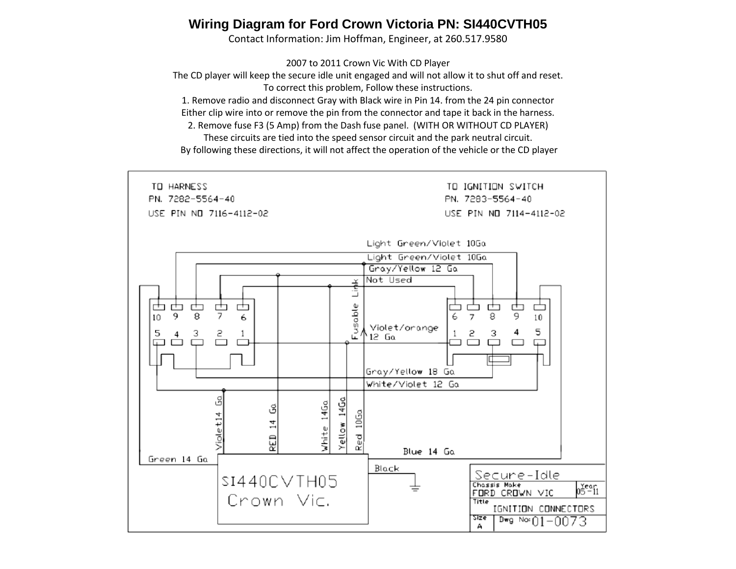# Wiring Diagram for Ford Crown Victoria PN: SI440CVTH05

Contact Information: Jim Hoffman, Engineer, at 260.517.9580

2007 to 2011 Crown Vic With CD Player

The CD player will keep the secure idle unit engaged and will not allow it to shut off and reset.

To correct this problem, Follow these instructions.

1. Remove radio and disconnect Gray with Black wire in Pin 14. from the 24 pin connector

Either clip wire into or remove the pin from the connector and tape it back in the harness.

2. Remove fuse F3 (5 Amp) from the Dash fuse panel. (WITH OR WITHOUT CD PLAYER)

These circuits are tied into the speed sensor circuit and the park neutral circuit.

By following these directions, it will not affect the operation of the vehicle or the CD player

TO HARNESS
PN. 7282-5564-40
USE PIN NO 7116-4112-02

TO IGNITION SWITCH
PN. 7283-5564-40
USE PIN NO 7114-4112-02

Light Green/Violet 10Ga
Light Green/Violet 10Ga
Gray/Yellow 12 Ga
Not Used
Fusable Link
Violet/orange 12 Ga
Gray/Yellow 18 Ga
White/Violet 12 Ga

10 9 8 7 6
5 4 3 2 1

6 7 8 9 10
1 2 3 4 5

Violet14 Ga
RED 14 Ga
White 14Ga
Yellow 14Ga
Red 10Ga
Green 14 Ga
Blue 14 Ga
Black

SI440CVTH05
Crown Vic.

Secure-Idle
Chassis Make: FORD CROWN VIC
Year: 05-11
Title: IGNITION CONNECTORS
Size: A
Dwg No: 01-0073